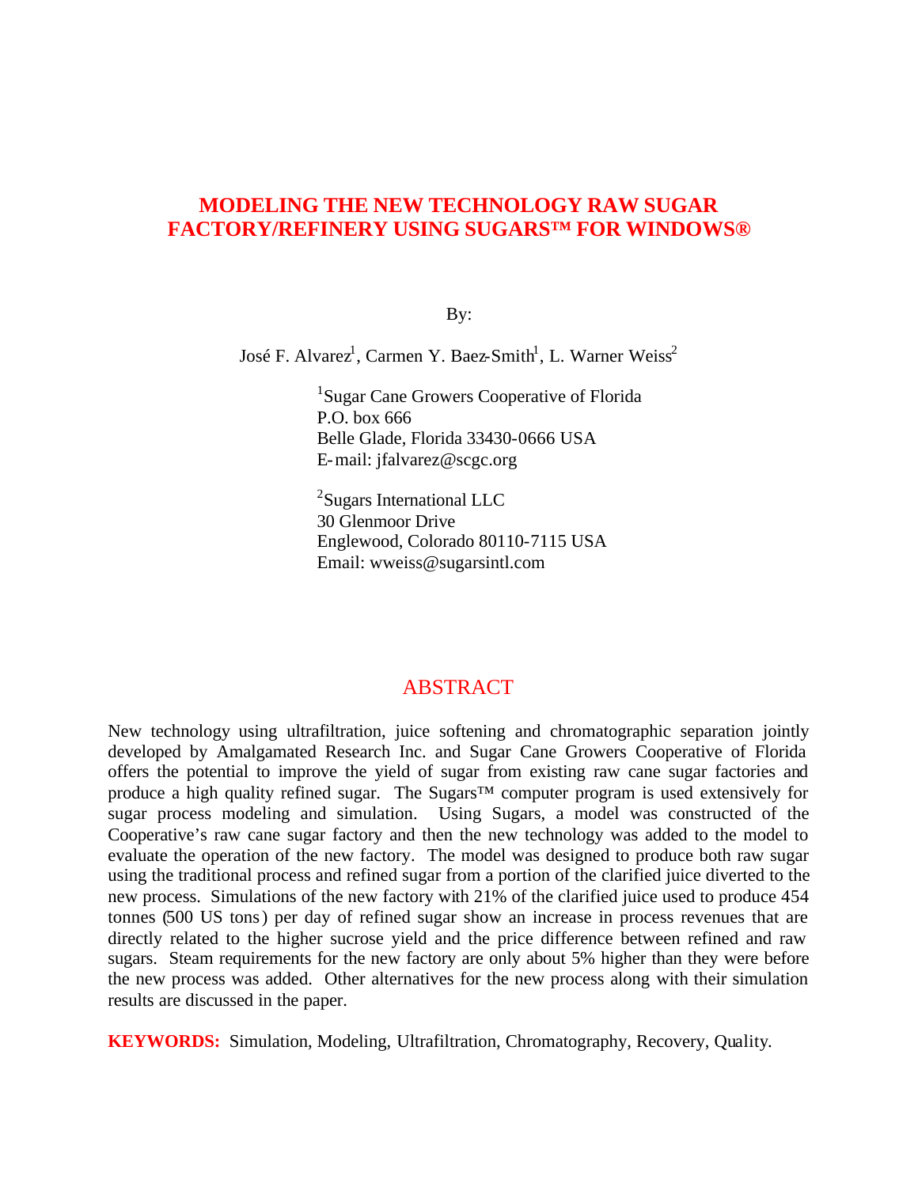# MODELING THE NEW TECHNOLOGY RAW SUGAR FACTORY/REFINERY USING SUGARS™ FOR WINDOWS®

By:

José F. Alvarez[1], Carmen Y. Baez-Smith[1], L. Warner Weiss[2]

[1]Sugar Cane Growers Cooperative of Florida
P.O. box 666
Belle Glade, Florida 33430-0666 USA
E-mail: jfalvarez@scgc.org

[2]Sugars International LLC
30 Glenmoor Drive
Englewood, Colorado 80110-7115 USA
Email: wweiss@sugarsintl.com

## ABSTRACT

New technology using ultrafiltration, juice softening and chromatographic separation jointly developed by Amalgamated Research Inc. and Sugar Cane Growers Cooperative of Florida offers the potential to improve the yield of sugar from existing raw cane sugar factories and produce a high quality refined sugar. The Sugars™ computer program is used extensively for sugar process modeling and simulation. Using Sugars, a model was constructed of the Cooperative's raw cane sugar factory and then the new technology was added to the model to evaluate the operation of the new factory. The model was designed to produce both raw sugar using the traditional process and refined sugar from a portion of the clarified juice diverted to the new process. Simulations of the new factory with 21% of the clarified juice used to produce 454 tonnes (500 US tons) per day of refined sugar show an increase in process revenues that are directly related to the higher sucrose yield and the price difference between refined and raw sugars. Steam requirements for the new factory are only about 5% higher than they were before the new process was added. Other alternatives for the new process along with their simulation results are discussed in the paper.

**KEYWORDS:** Simulation, Modeling, Ultrafiltration, Chromatography, Recovery, Quality.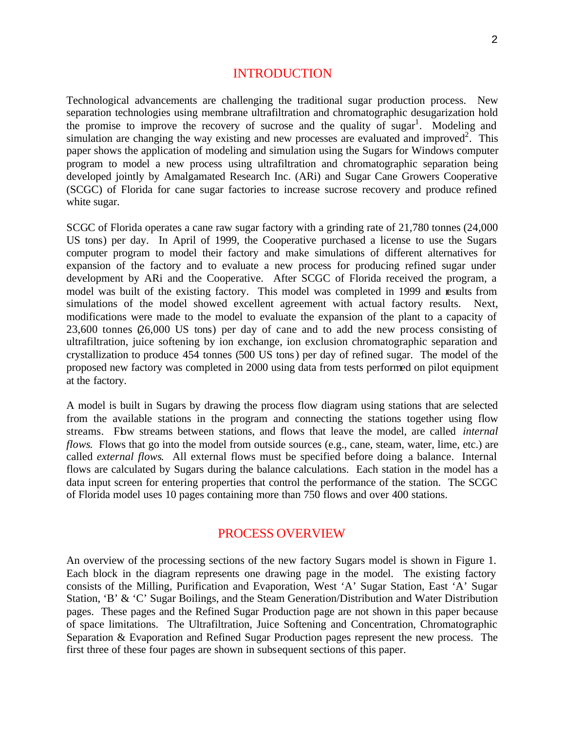## INTRODUCTION

Technological advancements are challenging the traditional sugar production process. New separation technologies using membrane ultrafiltration and chromatographic desugarization hold the promise to improve the recovery of sucrose and the quality of sugar[1]. Modeling and simulation are changing the way existing and new processes are evaluated and improved[2]. This paper shows the application of modeling and simulation using the Sugars for Windows computer program to model a new process using ultrafiltration and chromatographic separation being developed jointly by Amalgamated Research Inc. (ARi) and Sugar Cane Growers Cooperative (SCGC) of Florida for cane sugar factories to increase sucrose recovery and produce refined white sugar.

SCGC of Florida operates a cane raw sugar factory with a grinding rate of 21,780 tonnes (24,000 US tons) per day. In April of 1999, the Cooperative purchased a license to use the Sugars computer program to model their factory and make simulations of different alternatives for expansion of the factory and to evaluate a new process for producing refined sugar under development by ARi and the Cooperative. After SCGC of Florida received the program, a model was built of the existing factory. This model was completed in 1999 and results from simulations of the model showed excellent agreement with actual factory results. Next, modifications were made to the model to evaluate the expansion of the plant to a capacity of 23,600 tonnes (26,000 US tons) per day of cane and to add the new process consisting of ultrafiltration, juice softening by ion exchange, ion exclusion chromatographic separation and crystallization to produce 454 tonnes (500 US tons) per day of refined sugar. The model of the proposed new factory was completed in 2000 using data from tests performed on pilot equipment at the factory.

A model is built in Sugars by drawing the process flow diagram using stations that are selected from the available stations in the program and connecting the stations together using flow streams. Flow streams between stations, and flows that leave the model, are called *internal flows*. Flows that go into the model from outside sources (e.g., cane, steam, water, lime, etc.) are called *external flows*. All external flows must be specified before doing a balance. Internal flows are calculated by Sugars during the balance calculations. Each station in the model has a data input screen for entering properties that control the performance of the station. The SCGC of Florida model uses 10 pages containing more than 750 flows and over 400 stations.

## PROCESS OVERVIEW

An overview of the processing sections of the new factory Sugars model is shown in Figure 1. Each block in the diagram represents one drawing page in the model. The existing factory consists of the Milling, Purification and Evaporation, West 'A' Sugar Station, East 'A' Sugar Station, 'B' & 'C' Sugar Boilings, and the Steam Generation/Distribution and Water Distribution pages. These pages and the Refined Sugar Production page are not shown in this paper because of space limitations. The Ultrafiltration, Juice Softening and Concentration, Chromatographic Separation & Evaporation and Refined Sugar Production pages represent the new process. The first three of these four pages are shown in subsequent sections of this paper.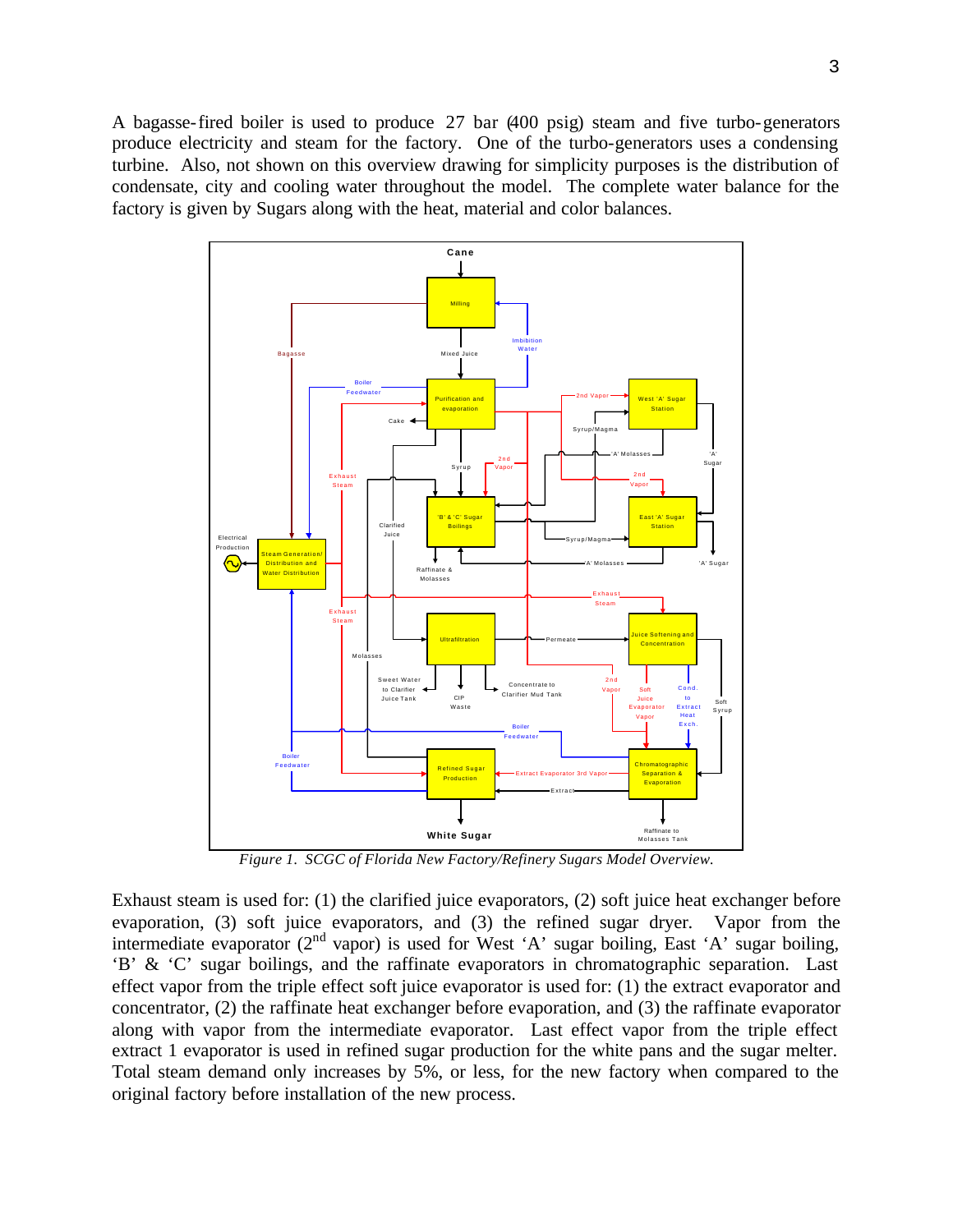A bagasse-fired boiler is used to produce 27 bar (400 psig) steam and five turbo-generators produce electricity and steam for the factory. One of the turbo-generators uses a condensing turbine. Also, not shown on this overview drawing for simplicity purposes is the distribution of condensate, city and cooling water throughout the model. The complete water balance for the factory is given by Sugars along with the heat, material and color balances.

*Figure 1. SCGC of Florida New Factory/Refinery Sugars Model Overview.*

Exhaust steam is used for: (1) the clarified juice evaporators, (2) soft juice heat exchanger before evaporation, (3) soft juice evaporators, and (3) the refined sugar dryer. Vapor from the intermediate evaporator (2nd vapor) is used for West 'A' sugar boiling, East 'A' sugar boiling, 'B' & 'C' sugar boilings, and the raffinate evaporators in chromatographic separation. Last effect vapor from the triple effect soft juice evaporator is used for: (1) the extract evaporator and concentrator, (2) the raffinate heat exchanger before evaporation, and (3) the raffinate evaporator along with vapor from the intermediate evaporator. Last effect vapor from the triple effect extract 1 evaporator is used in refined sugar production for the white pans and the sugar melter. Total steam demand only increases by 5%, or less, for the new factory when compared to the original factory before installation of the new process.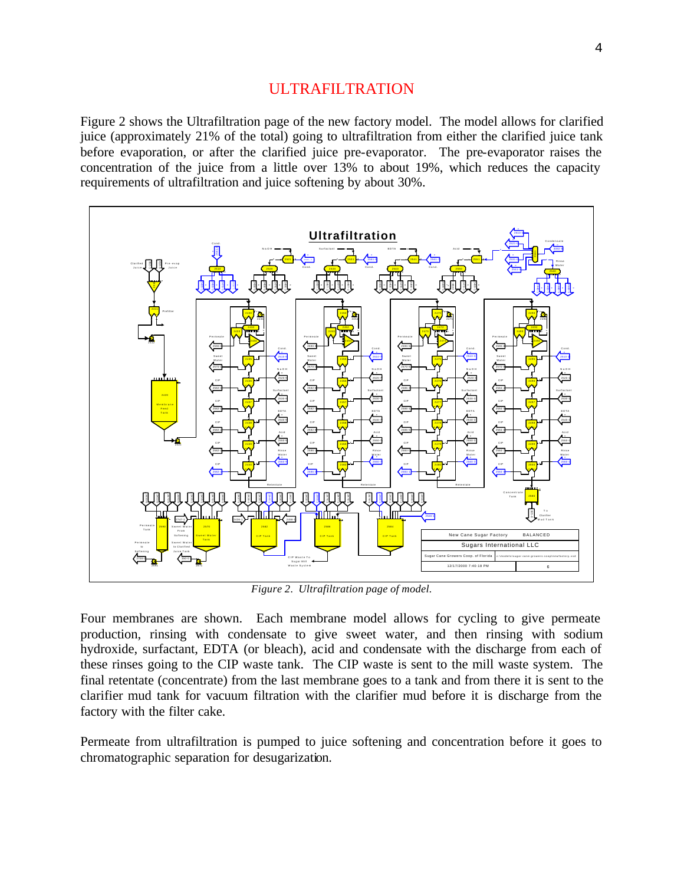## ULTRAFILTRATION

Figure 2 shows the Ultrafiltration page of the new factory model. The model allows for clarified juice (approximately 21% of the total) going to ultrafiltration from either the clarified juice tank before evaporation, or after the clarified juice pre-evaporator. The pre-evaporator raises the concentration of the juice from a little over 13% to about 19%, which reduces the capacity requirements of ultrafiltration and juice softening by about 30%.

*Figure 2. Ultrafiltration page of model.*

Four membranes are shown. Each membrane model allows for cycling to give permeate production, rinsing with condensate to give sweet water, and then rinsing with sodium hydroxide, surfactant, EDTA (or bleach), acid and condensate with the discharge from each of these rinses going to the CIP waste tank. The CIP waste is sent to the mill waste system. The final retentate (concentrate) from the last membrane goes to a tank and from there it is sent to the clarifier mud tank for vacuum filtration with the clarifier mud before it is discharge from the factory with the filter cake.

Permeate from ultrafiltration is pumped to juice softening and concentration before it goes to chromatographic separation for desugarization.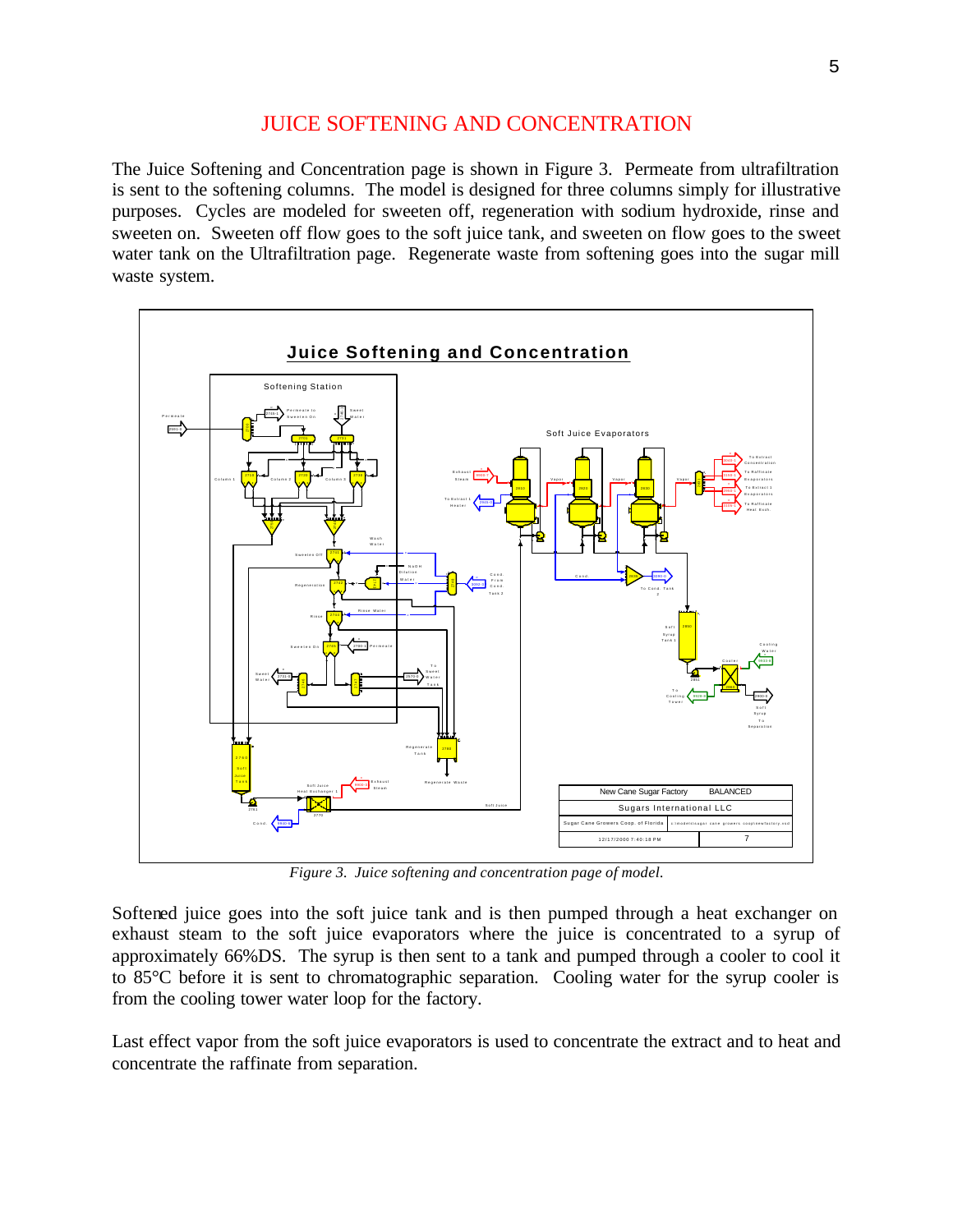# JUICE SOFTENING AND CONCENTRATION

The Juice Softening and Concentration page is shown in Figure 3. Permeate from ultrafiltration is sent to the softening columns. The model is designed for three columns simply for illustrative purposes. Cycles are modeled for sweeten off, regeneration with sodium hydroxide, rinse and sweeten on. Sweeten off flow goes to the soft juice tank, and sweeten on flow goes to the sweet water tank on the Ultrafiltration page. Regenerate waste from softening goes into the sugar mill waste system.

*Figure 3. Juice softening and concentration page of model.*

Softened juice goes into the soft juice tank and is then pumped through a heat exchanger on exhaust steam to the soft juice evaporators where the juice is concentrated to a syrup of approximately 66%DS. The syrup is then sent to a tank and pumped through a cooler to cool it to 85°C before it is sent to chromatographic separation. Cooling water for the syrup cooler is from the cooling tower water loop for the factory.

Last effect vapor from the soft juice evaporators is used to concentrate the extract and to heat and concentrate the raffinate from separation.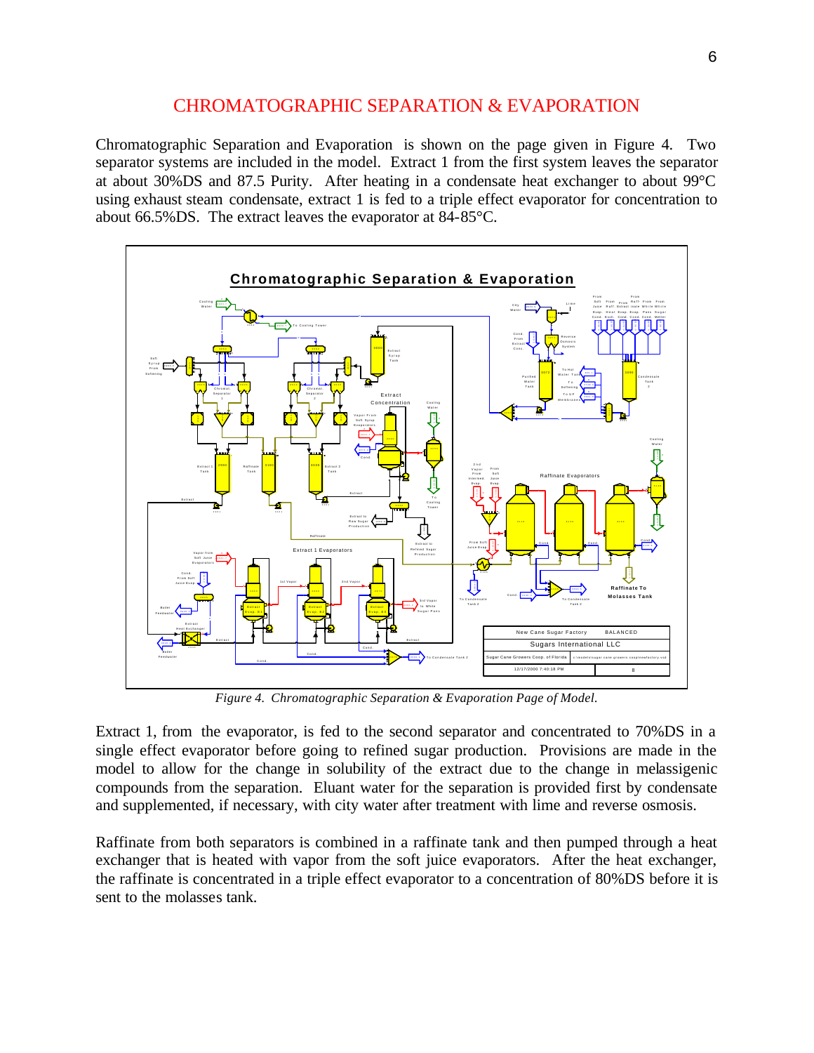# CHROMATOGRAPHIC SEPARATION & EVAPORATION

Chromatographic Separation and Evaporation is shown on the page given in Figure 4. Two separator systems are included in the model. Extract 1 from the first system leaves the separator at about 30%DS and 87.5 Purity. After heating in a condensate heat exchanger to about 99°C using exhaust steam condensate, extract 1 is fed to a triple effect evaporator for concentration to about 66.5%DS. The extract leaves the evaporator at 84-85°C.

*Figure 4. Chromatographic Separation & Evaporation Page of Model.*

Extract 1, from the evaporator, is fed to the second separator and concentrated to 70%DS in a single effect evaporator before going to refined sugar production. Provisions are made in the model to allow for the change in solubility of the extract due to the change in melassigenic compounds from the separation. Eluant water for the separation is provided first by condensate and supplemented, if necessary, with city water after treatment with lime and reverse osmosis.

Raffinate from both separators is combined in a raffinate tank and then pumped through a heat exchanger that is heated with vapor from the soft juice evaporators. After the heat exchanger, the raffinate is concentrated in a triple effect evaporator to a concentration of 80%DS before it is sent to the molasses tank.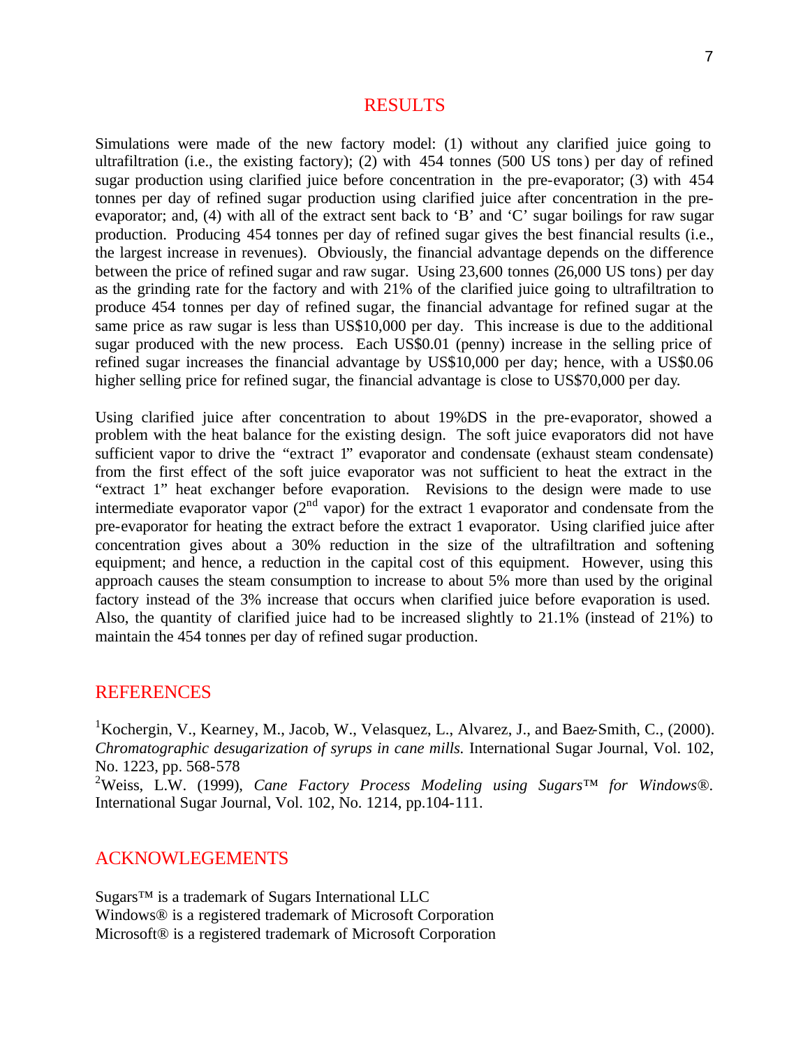## RESULTS

Simulations were made of the new factory model: (1) without any clarified juice going to ultrafiltration (i.e., the existing factory); (2) with 454 tonnes (500 US tons) per day of refined sugar production using clarified juice before concentration in the pre-evaporator; (3) with 454 tonnes per day of refined sugar production using clarified juice after concentration in the pre-evaporator; and, (4) with all of the extract sent back to 'B' and 'C' sugar boilings for raw sugar production. Producing 454 tonnes per day of refined sugar gives the best financial results (i.e., the largest increase in revenues). Obviously, the financial advantage depends on the difference between the price of refined sugar and raw sugar. Using 23,600 tonnes (26,000 US tons) per day as the grinding rate for the factory and with 21% of the clarified juice going to ultrafiltration to produce 454 tonnes per day of refined sugar, the financial advantage for refined sugar at the same price as raw sugar is less than US$10,000 per day. This increase is due to the additional sugar produced with the new process. Each US$0.01 (penny) increase in the selling price of refined sugar increases the financial advantage by US$10,000 per day; hence, with a US$0.06 higher selling price for refined sugar, the financial advantage is close to US$70,000 per day.

Using clarified juice after concentration to about 19%DS in the pre-evaporator, showed a problem with the heat balance for the existing design. The soft juice evaporators did not have sufficient vapor to drive the "extract 1" evaporator and condensate (exhaust steam condensate) from the first effect of the soft juice evaporator was not sufficient to heat the extract in the "extract 1" heat exchanger before evaporation. Revisions to the design were made to use intermediate evaporator vapor (2nd vapor) for the extract 1 evaporator and condensate from the pre-evaporator for heating the extract before the extract 1 evaporator. Using clarified juice after concentration gives about a 30% reduction in the size of the ultrafiltration and softening equipment; and hence, a reduction in the capital cost of this equipment. However, using this approach causes the steam consumption to increase to about 5% more than used by the original factory instead of the 3% increase that occurs when clarified juice before evaporation is used. Also, the quantity of clarified juice had to be increased slightly to 21.1% (instead of 21%) to maintain the 454 tonnes per day of refined sugar production.

## REFERENCES

[1]Kochergin, V., Kearney, M., Jacob, W., Velasquez, L., Alvarez, J., and Baez-Smith, C., (2000). *Chromatographic desugarization of syrups in cane mills.* International Sugar Journal, Vol. 102, No. 1223, pp. 568-578

[2]Weiss, L.W. (1999), *Cane Factory Process Modeling using Sugars™ for Windows®.* International Sugar Journal, Vol. 102, No. 1214, pp.104-111.

## ACKNOWLEGEMENTS

Sugars™ is a trademark of Sugars International LLC  
Windows® is a registered trademark of Microsoft Corporation  
Microsoft® is a registered trademark of Microsoft Corporation